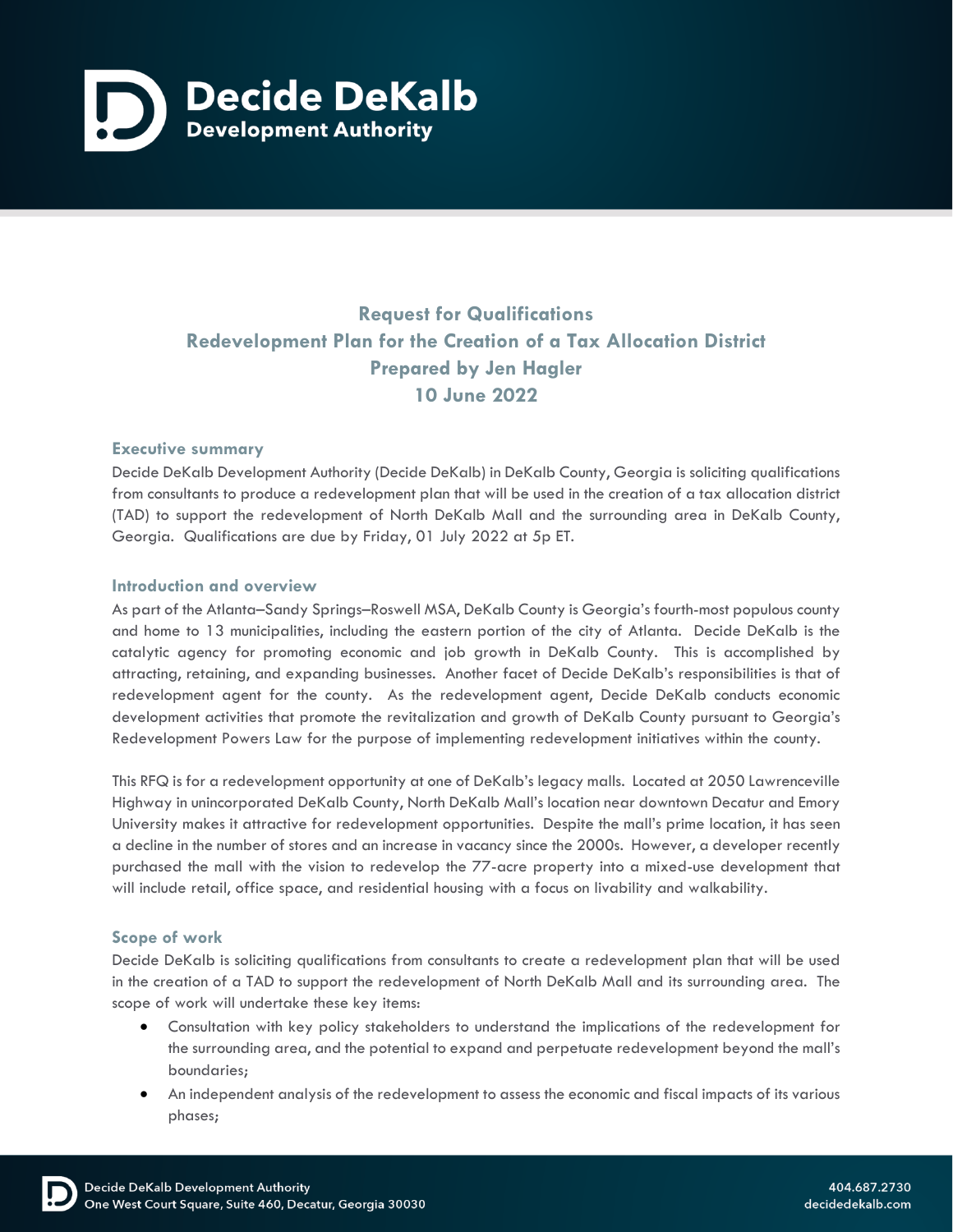# Decide DeKalb

## Development Authority

## Request for Qualifications
## Redevelopment Plan for the Creation of a Tax Allocation District
## Prepared by Jen Hagler
## 10 June 2022

### Executive summary

Decide DeKalb Development Authority (Decide DeKalb) in DeKalb County, Georgia is soliciting qualifications from consultants to produce a redevelopment plan that will be used in the creation of a tax allocation district (TAD) to support the redevelopment of North DeKalb Mall and the surrounding area in DeKalb County, Georgia. Qualifications are due by Friday, 01 July 2022 at 5p ET.

### Introduction and overview

As part of the Atlanta–Sandy Springs–Roswell MSA, DeKalb County is Georgia's fourth-most populous county and home to 13 municipalities, including the eastern portion of the city of Atlanta. Decide DeKalb is the catalytic agency for promoting economic and job growth in DeKalb County. This is accomplished by attracting, retaining, and expanding businesses. Another facet of Decide DeKalb's responsibilities is that of redevelopment agent for the county. As the redevelopment agent, Decide DeKalb conducts economic development activities that promote the revitalization and growth of DeKalb County pursuant to Georgia's Redevelopment Powers Law for the purpose of implementing redevelopment initiatives within the county.

This RFQ is for a redevelopment opportunity at one of DeKalb's legacy malls. Located at 2050 Lawrenceville Highway in unincorporated DeKalb County, North DeKalb Mall's location near downtown Decatur and Emory University makes it attractive for redevelopment opportunities. Despite the mall's prime location, it has seen a decline in the number of stores and an increase in vacancy since the 2000s. However, a developer recently purchased the mall with the vision to redevelop the 77-acre property into a mixed-use development that will include retail, office space, and residential housing with a focus on livability and walkability.

### Scope of work

Decide DeKalb is soliciting qualifications from consultants to create a redevelopment plan that will be used in the creation of a TAD to support the redevelopment of North DeKalb Mall and its surrounding area. The scope of work will undertake these key items:

- Consultation with key policy stakeholders to understand the implications of the redevelopment for the surrounding area, and the potential to expand and perpetuate redevelopment beyond the mall's boundaries;
- An independent analysis of the redevelopment to assess the economic and fiscal impacts of its various phases;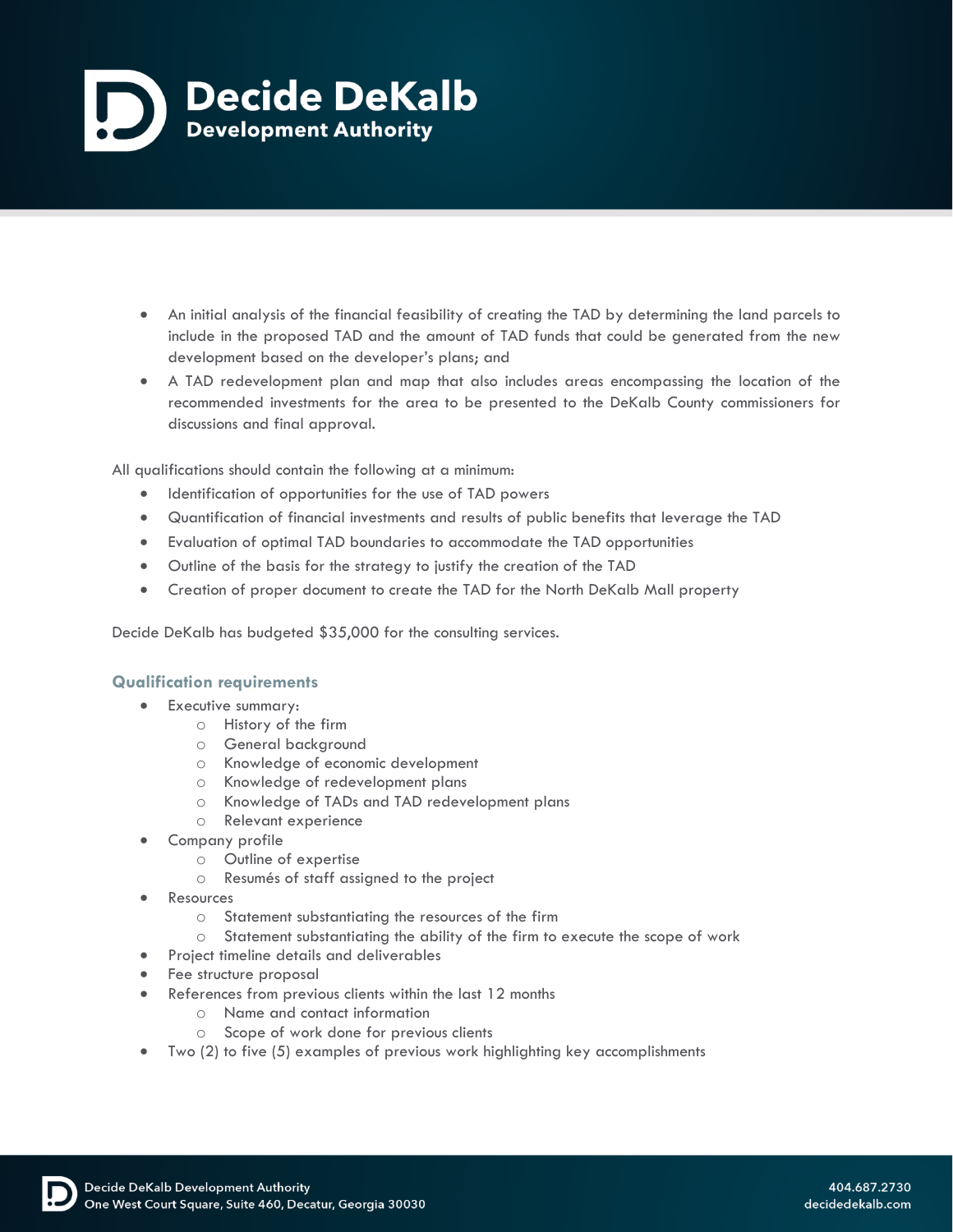- An initial analysis of the financial feasibility of creating the TAD by determining the land parcels to include in the proposed TAD and the amount of TAD funds that could be generated from the new development based on the developer's plans; and
- A TAD redevelopment plan and map that also includes areas encompassing the location of the recommended investments for the area to be presented to the DeKalb County commissioners for discussions and final approval.

All qualifications should contain the following at a minimum:

- Identification of opportunities for the use of TAD powers
- Quantification of financial investments and results of public benefits that leverage the TAD
- Evaluation of optimal TAD boundaries to accommodate the TAD opportunities
- Outline of the basis for the strategy to justify the creation of the TAD
- Creation of proper document to create the TAD for the North DeKalb Mall property

Decide DeKalb has budgeted $35,000 for the consulting services.

### Qualification requirements

- Executive summary:
    - History of the firm
    - General background
    - Knowledge of economic development
    - Knowledge of redevelopment plans
    - Knowledge of TADs and TAD redevelopment plans
    - Relevant experience
- Company profile
    - Outline of expertise
    - Resumés of staff assigned to the project
- Resources
    - Statement substantiating the resources of the firm
    - Statement substantiating the ability of the firm to execute the scope of work
- Project timeline details and deliverables
- Fee structure proposal
- References from previous clients within the last 12 months
    - Name and contact information
    - Scope of work done for previous clients
- Two (2) to five (5) examples of previous work highlighting key accomplishments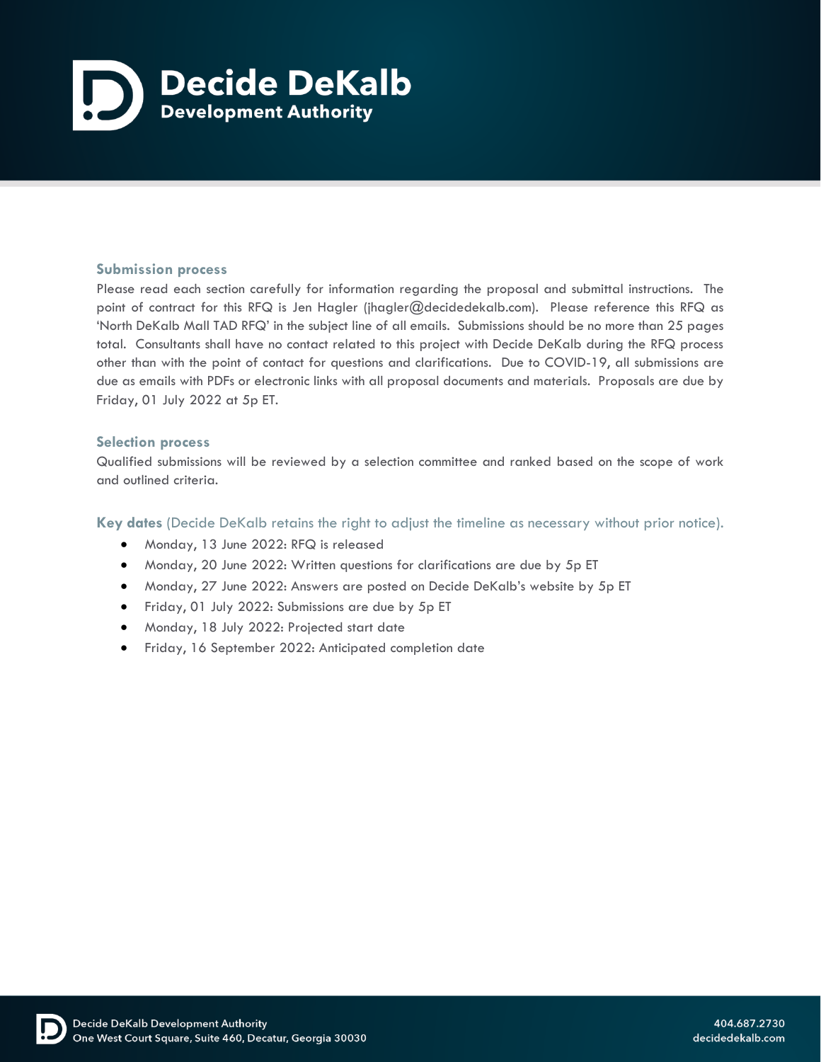### Submission process

Please read each section carefully for information regarding the proposal and submittal instructions. The point of contract for this RFQ is Jen Hagler (jhagler@decidedekalb.com). Please reference this RFQ as 'North DeKalb Mall TAD RFQ' in the subject line of all emails. Submissions should be no more than 25 pages total. Consultants shall have no contact related to this project with Decide DeKalb during the RFQ process other than with the point of contact for questions and clarifications. Due to COVID-19, all submissions are due as emails with PDFs or electronic links with all proposal documents and materials. Proposals are due by Friday, 01 July 2022 at 5p ET.

### Selection process

Qualified submissions will be reviewed by a selection committee and ranked based on the scope of work and outlined criteria.

### Key dates (Decide DeKalb retains the right to adjust the timeline as necessary without prior notice).

- Monday, 13 June 2022: RFQ is released
- Monday, 20 June 2022: Written questions for clarifications are due by 5p ET
- Monday, 27 June 2022: Answers are posted on Decide DeKalb's website by 5p ET
- Friday, 01 July 2022: Submissions are due by 5p ET
- Monday, 18 July 2022: Projected start date
- Friday, 16 September 2022: Anticipated completion date